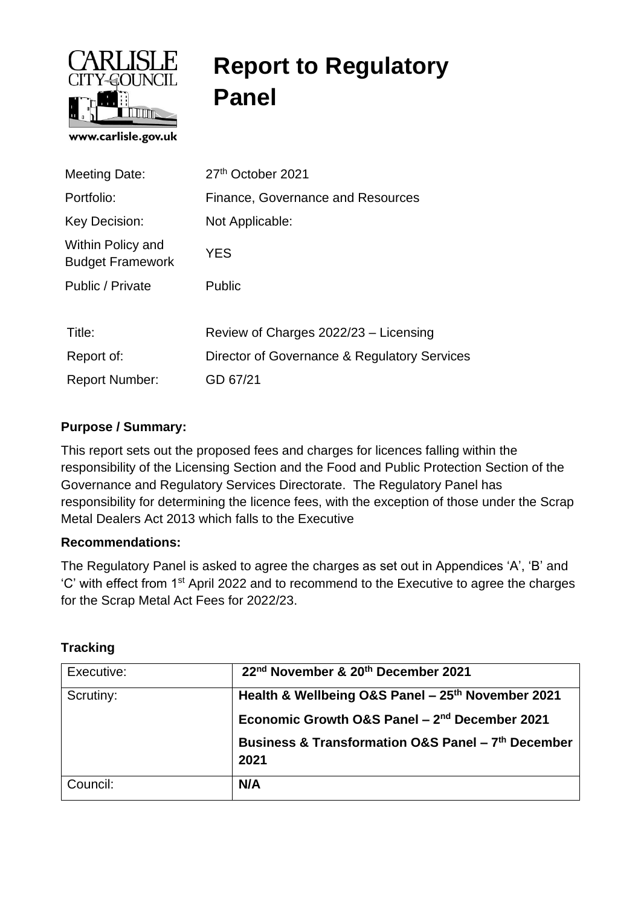CARLISLE CITY COUNCIL

www.carlisle.gov.uk

# Report to Regulatory Panel

| | |
|---|---|
| Meeting Date: | 27th October 2021 |
| Portfolio: | Finance, Governance and Resources |
| Key Decision: | Not Applicable: |
| Within Policy and Budget Framework | YES |
| Public / Private | Public |

| | |
|---|---|
| Title: | Review of Charges 2022/23 – Licensing |
| Report of: | Director of Governance & Regulatory Services |
| Report Number: | GD 67/21 |

**Purpose / Summary:**

This report sets out the proposed fees and charges for licences falling within the responsibility of the Licensing Section and the Food and Public Protection Section of the Governance and Regulatory Services Directorate. The Regulatory Panel has responsibility for determining the licence fees, with the exception of those under the Scrap Metal Dealers Act 2013 which falls to the Executive

**Recommendations:**

The Regulatory Panel is asked to agree the charges as set out in Appendices 'A', 'B' and 'C' with effect from 1st April 2022 and to recommend to the Executive to agree the charges for the Scrap Metal Act Fees for 2022/23.

**Tracking**

| | |
|---|---|
| Executive: | **22nd November & 20th December 2021** |
| Scrutiny: | **Health & Wellbeing O&S Panel – 25th November 2021**<br>**Economic Growth O&S Panel – 2nd December 2021**<br>**Business & Transformation O&S Panel – 7th December 2021** |
| Council: | **N/A** |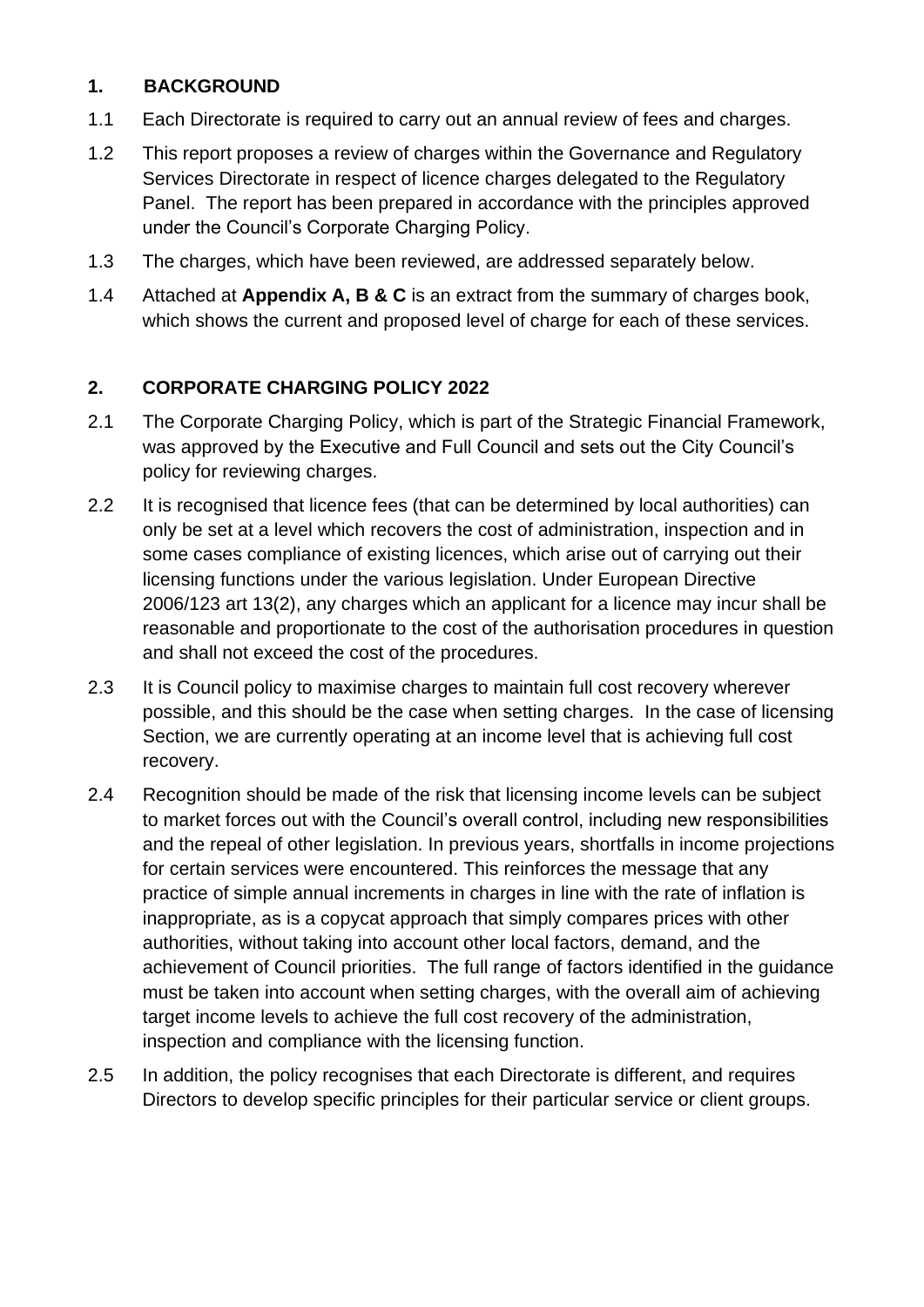## 1. BACKGROUND

1.1 Each Directorate is required to carry out an annual review of fees and charges.

1.2 This report proposes a review of charges within the Governance and Regulatory Services Directorate in respect of licence charges delegated to the Regulatory Panel. The report has been prepared in accordance with the principles approved under the Council's Corporate Charging Policy.

1.3 The charges, which have been reviewed, are addressed separately below.

1.4 Attached at **Appendix A, B & C** is an extract from the summary of charges book, which shows the current and proposed level of charge for each of these services.

## 2. CORPORATE CHARGING POLICY 2022

2.1 The Corporate Charging Policy, which is part of the Strategic Financial Framework, was approved by the Executive and Full Council and sets out the City Council's policy for reviewing charges.

2.2 It is recognised that licence fees (that can be determined by local authorities) can only be set at a level which recovers the cost of administration, inspection and in some cases compliance of existing licences, which arise out of carrying out their licensing functions under the various legislation. Under European Directive 2006/123 art 13(2), any charges which an applicant for a licence may incur shall be reasonable and proportionate to the cost of the authorisation procedures in question and shall not exceed the cost of the procedures.

2.3 It is Council policy to maximise charges to maintain full cost recovery wherever possible, and this should be the case when setting charges. In the case of licensing Section, we are currently operating at an income level that is achieving full cost recovery.

2.4 Recognition should be made of the risk that licensing income levels can be subject to market forces out with the Council's overall control, including new responsibilities and the repeal of other legislation. In previous years, shortfalls in income projections for certain services were encountered. This reinforces the message that any practice of simple annual increments in charges in line with the rate of inflation is inappropriate, as is a copycat approach that simply compares prices with other authorities, without taking into account other local factors, demand, and the achievement of Council priorities. The full range of factors identified in the guidance must be taken into account when setting charges, with the overall aim of achieving target income levels to achieve the full cost recovery of the administration, inspection and compliance with the licensing function.

2.5 In addition, the policy recognises that each Directorate is different, and requires Directors to develop specific principles for their particular service or client groups.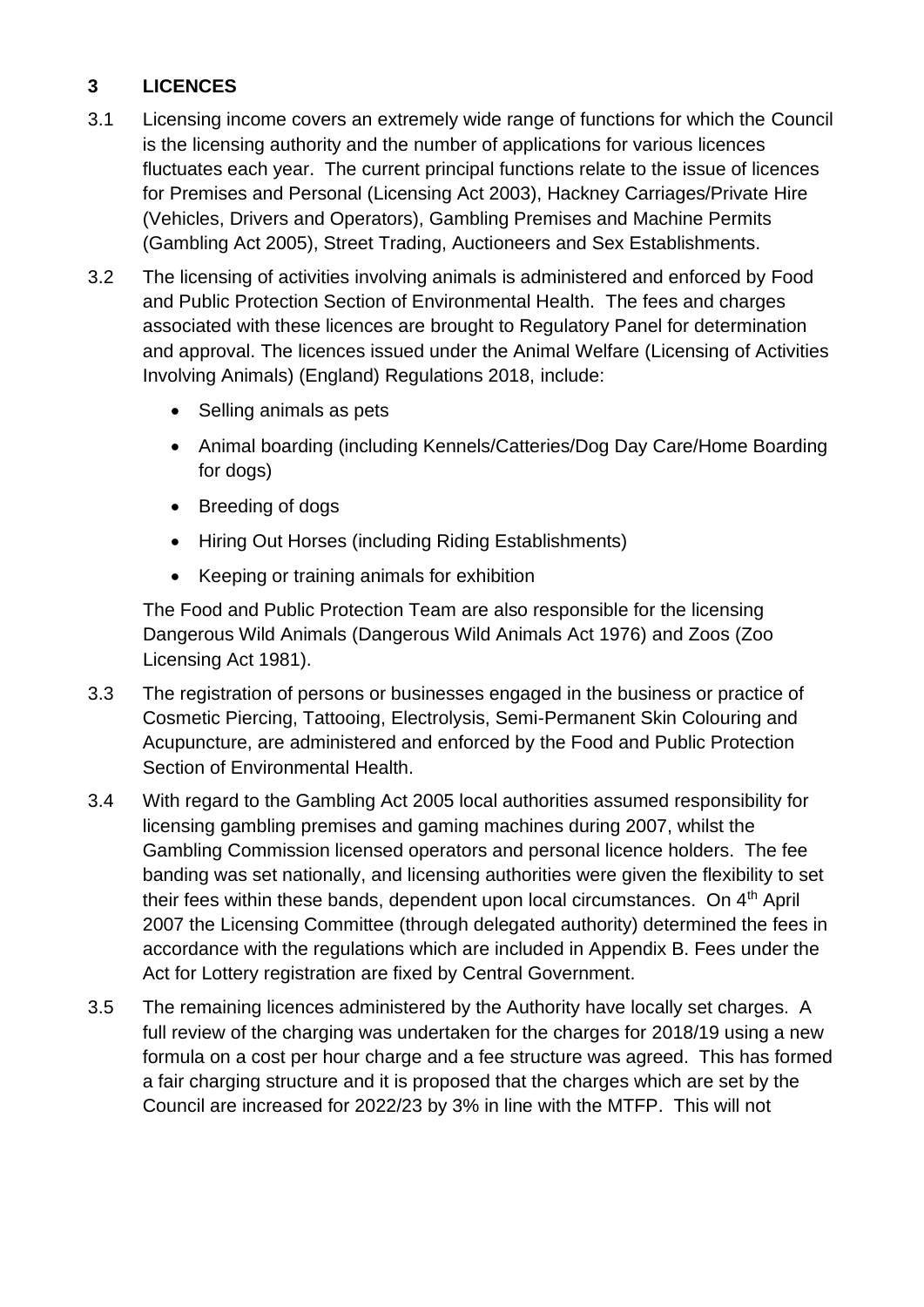## 3 LICENCES

3.1 Licensing income covers an extremely wide range of functions for which the Council is the licensing authority and the number of applications for various licences fluctuates each year. The current principal functions relate to the issue of licences for Premises and Personal (Licensing Act 2003), Hackney Carriages/Private Hire (Vehicles, Drivers and Operators), Gambling Premises and Machine Permits (Gambling Act 2005), Street Trading, Auctioneers and Sex Establishments.

3.2 The licensing of activities involving animals is administered and enforced by Food and Public Protection Section of Environmental Health. The fees and charges associated with these licences are brought to Regulatory Panel for determination and approval. The licences issued under the Animal Welfare (Licensing of Activities Involving Animals) (England) Regulations 2018, include:

- Selling animals as pets
- Animal boarding (including Kennels/Catteries/Dog Day Care/Home Boarding for dogs)
- Breeding of dogs
- Hiring Out Horses (including Riding Establishments)
- Keeping or training animals for exhibition

The Food and Public Protection Team are also responsible for the licensing Dangerous Wild Animals (Dangerous Wild Animals Act 1976) and Zoos (Zoo Licensing Act 1981).

3.3 The registration of persons or businesses engaged in the business or practice of Cosmetic Piercing, Tattooing, Electrolysis, Semi-Permanent Skin Colouring and Acupuncture, are administered and enforced by the Food and Public Protection Section of Environmental Health.

3.4 With regard to the Gambling Act 2005 local authorities assumed responsibility for licensing gambling premises and gaming machines during 2007, whilst the Gambling Commission licensed operators and personal licence holders. The fee banding was set nationally, and licensing authorities were given the flexibility to set their fees within these bands, dependent upon local circumstances. On 4th April 2007 the Licensing Committee (through delegated authority) determined the fees in accordance with the regulations which are included in Appendix B. Fees under the Act for Lottery registration are fixed by Central Government.

3.5 The remaining licences administered by the Authority have locally set charges. A full review of the charging was undertaken for the charges for 2018/19 using a new formula on a cost per hour charge and a fee structure was agreed. This has formed a fair charging structure and it is proposed that the charges which are set by the Council are increased for 2022/23 by 3% in line with the MTFP. This will not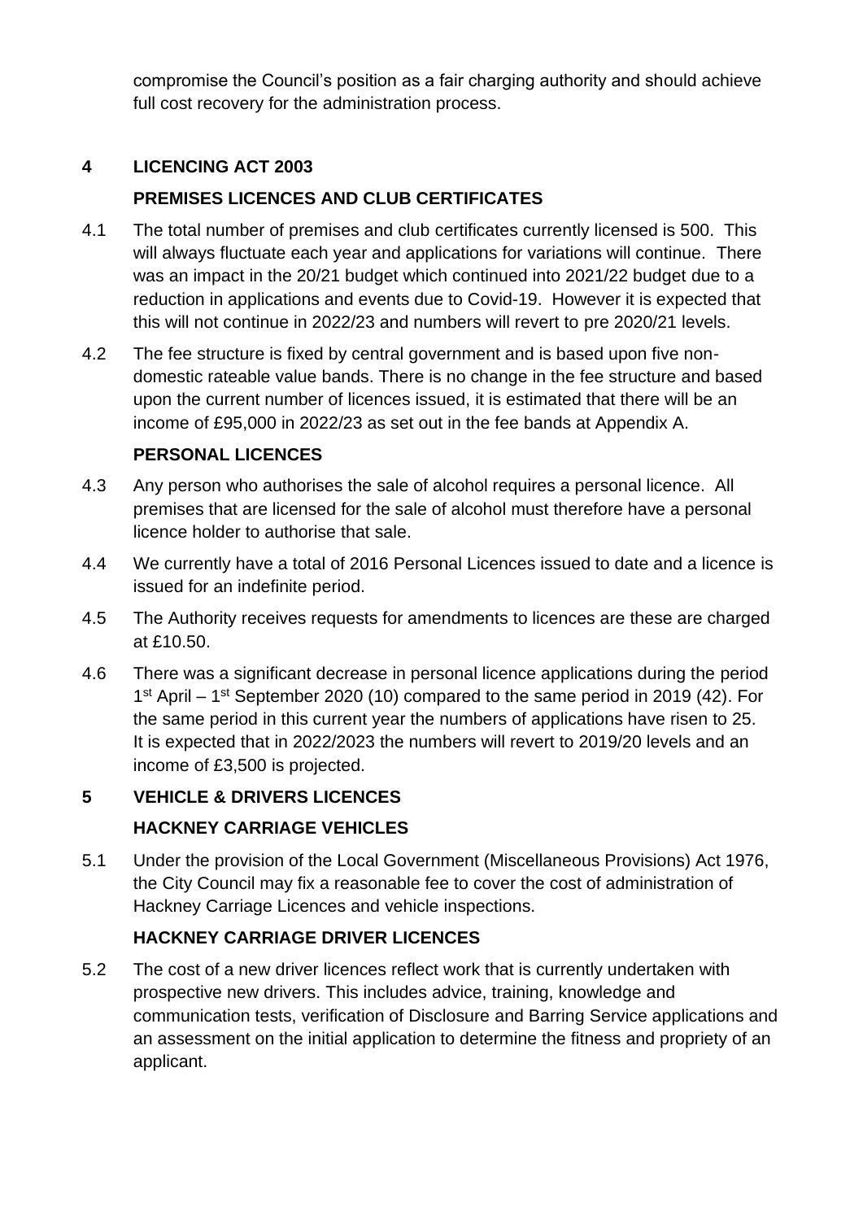compromise the Council's position as a fair charging authority and should achieve full cost recovery for the administration process.

## 4 LICENCING ACT 2003

### PREMISES LICENCES AND CLUB CERTIFICATES

4.1 The total number of premises and club certificates currently licensed is 500. This will always fluctuate each year and applications for variations will continue. There was an impact in the 20/21 budget which continued into 2021/22 budget due to a reduction in applications and events due to Covid-19. However it is expected that this will not continue in 2022/23 and numbers will revert to pre 2020/21 levels.

4.2 The fee structure is fixed by central government and is based upon five non-domestic rateable value bands. There is no change in the fee structure and based upon the current number of licences issued, it is estimated that there will be an income of £95,000 in 2022/23 as set out in the fee bands at Appendix A.

### PERSONAL LICENCES

4.3 Any person who authorises the sale of alcohol requires a personal licence. All premises that are licensed for the sale of alcohol must therefore have a personal licence holder to authorise that sale.

4.4 We currently have a total of 2016 Personal Licences issued to date and a licence is issued for an indefinite period.

4.5 The Authority receives requests for amendments to licences are these are charged at £10.50.

4.6 There was a significant decrease in personal licence applications during the period 1st April – 1st September 2020 (10) compared to the same period in 2019 (42). For the same period in this current year the numbers of applications have risen to 25. It is expected that in 2022/2023 the numbers will revert to 2019/20 levels and an income of £3,500 is projected.

## 5 VEHICLE & DRIVERS LICENCES

### HACKNEY CARRIAGE VEHICLES

5.1 Under the provision of the Local Government (Miscellaneous Provisions) Act 1976, the City Council may fix a reasonable fee to cover the cost of administration of Hackney Carriage Licences and vehicle inspections.

### HACKNEY CARRIAGE DRIVER LICENCES

5.2 The cost of a new driver licences reflect work that is currently undertaken with prospective new drivers. This includes advice, training, knowledge and communication tests, verification of Disclosure and Barring Service applications and an assessment on the initial application to determine the fitness and propriety of an applicant.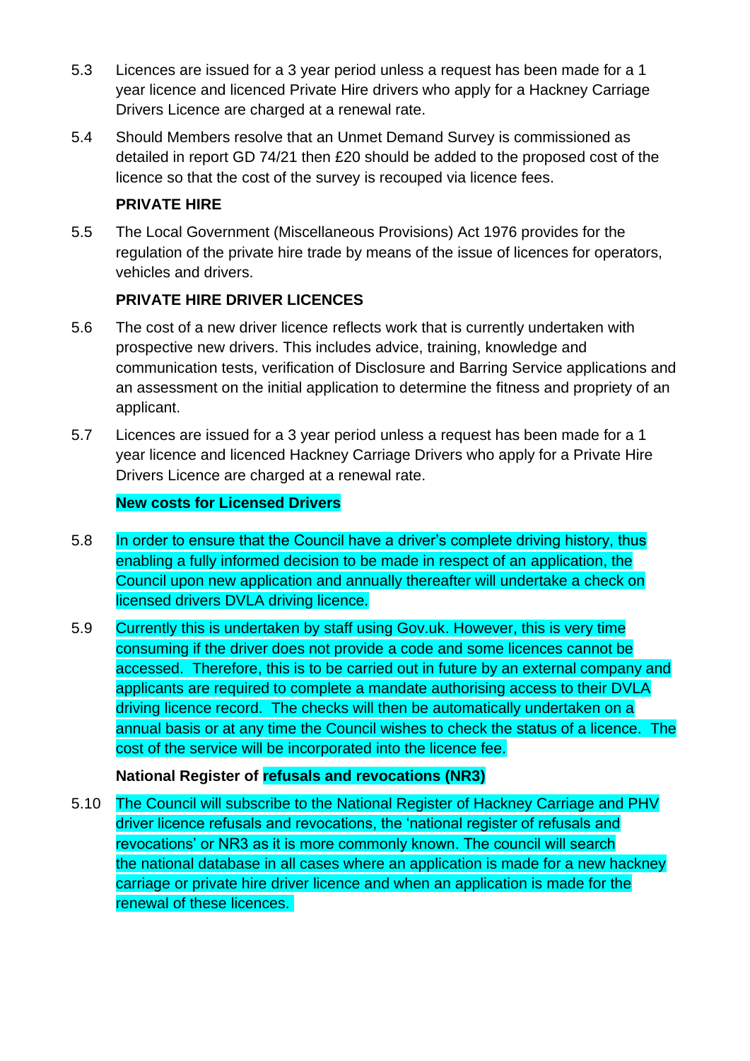5.3 Licences are issued for a 3 year period unless a request has been made for a 1 year licence and licenced Private Hire drivers who apply for a Hackney Carriage Drivers Licence are charged at a renewal rate.

5.4 Should Members resolve that an Unmet Demand Survey is commissioned as detailed in report GD 74/21 then £20 should be added to the proposed cost of the licence so that the cost of the survey is recouped via licence fees.

**PRIVATE HIRE**

5.5 The Local Government (Miscellaneous Provisions) Act 1976 provides for the regulation of the private hire trade by means of the issue of licences for operators, vehicles and drivers.

**PRIVATE HIRE DRIVER LICENCES**

5.6 The cost of a new driver licence reflects work that is currently undertaken with prospective new drivers. This includes advice, training, knowledge and communication tests, verification of Disclosure and Barring Service applications and an assessment on the initial application to determine the fitness and propriety of an applicant.

5.7 Licences are issued for a 3 year period unless a request has been made for a 1 year licence and licenced Hackney Carriage Drivers who apply for a Private Hire Drivers Licence are charged at a renewal rate.

**New costs for Licensed Drivers**

5.8 In order to ensure that the Council have a driver's complete driving history, thus enabling a fully informed decision to be made in respect of an application, the Council upon new application and annually thereafter will undertake a check on licensed drivers DVLA driving licence.

5.9 Currently this is undertaken by staff using Gov.uk. However, this is very time consuming if the driver does not provide a code and some licences cannot be accessed. Therefore, this is to be carried out in future by an external company and applicants are required to complete a mandate authorising access to their DVLA driving licence record. The checks will then be automatically undertaken on a annual basis or at any time the Council wishes to check the status of a licence. The cost of the service will be incorporated into the licence fee.

**National Register of refusals and revocations (NR3)**

5.10 The Council will subscribe to the National Register of Hackney Carriage and PHV driver licence refusals and revocations, the 'national register of refusals and revocations' or NR3 as it is more commonly known. The council will search the national database in all cases where an application is made for a new hackney carriage or private hire driver licence and when an application is made for the renewal of these licences.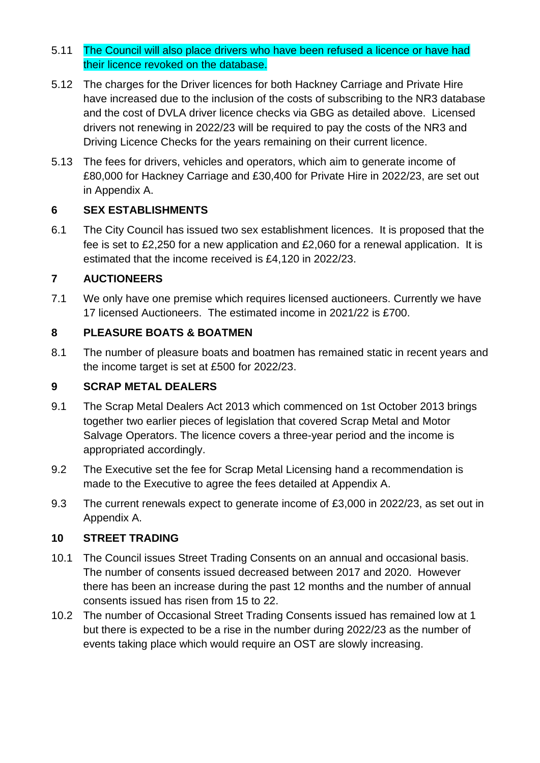5.11 The Council will also place drivers who have been refused a licence or have had their licence revoked on the database.

5.12 The charges for the Driver licences for both Hackney Carriage and Private Hire have increased due to the inclusion of the costs of subscribing to the NR3 database and the cost of DVLA driver licence checks via GBG as detailed above. Licensed drivers not renewing in 2022/23 will be required to pay the costs of the NR3 and Driving Licence Checks for the years remaining on their current licence.

5.13 The fees for drivers, vehicles and operators, which aim to generate income of £80,000 for Hackney Carriage and £30,400 for Private Hire in 2022/23, are set out in Appendix A.

## 6 SEX ESTABLISHMENTS

6.1 The City Council has issued two sex establishment licences. It is proposed that the fee is set to £2,250 for a new application and £2,060 for a renewal application. It is estimated that the income received is £4,120 in 2022/23.

## 7 AUCTIONEERS

7.1 We only have one premise which requires licensed auctioneers. Currently we have 17 licensed Auctioneers. The estimated income in 2021/22 is £700.

## 8 PLEASURE BOATS & BOATMEN

8.1 The number of pleasure boats and boatmen has remained static in recent years and the income target is set at £500 for 2022/23.

## 9 SCRAP METAL DEALERS

9.1 The Scrap Metal Dealers Act 2013 which commenced on 1st October 2013 brings together two earlier pieces of legislation that covered Scrap Metal and Motor Salvage Operators. The licence covers a three-year period and the income is appropriated accordingly.

9.2 The Executive set the fee for Scrap Metal Licensing hand a recommendation is made to the Executive to agree the fees detailed at Appendix A.

9.3 The current renewals expect to generate income of £3,000 in 2022/23, as set out in Appendix A.

## 10 STREET TRADING

10.1 The Council issues Street Trading Consents on an annual and occasional basis. The number of consents issued decreased between 2017 and 2020. However there has been an increase during the past 12 months and the number of annual consents issued has risen from 15 to 22.

10.2 The number of Occasional Street Trading Consents issued has remained low at 1 but there is expected to be a rise in the number during 2022/23 as the number of events taking place which would require an OST are slowly increasing.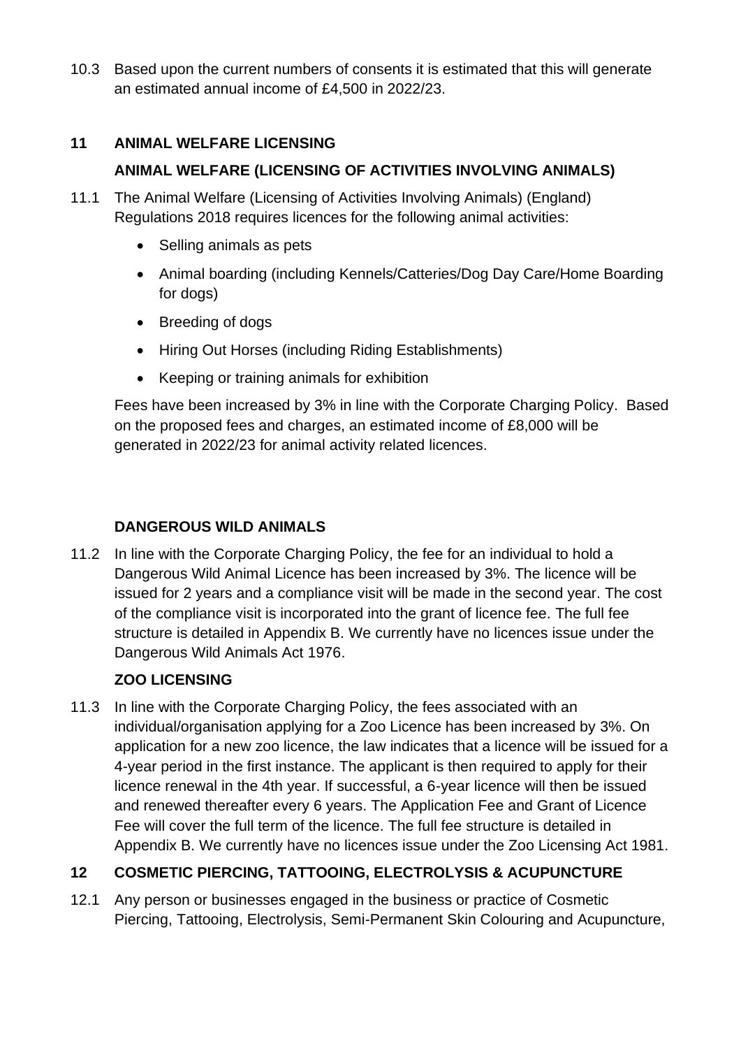10.3 Based upon the current numbers of consents it is estimated that this will generate an estimated annual income of £4,500 in 2022/23.

## 11 ANIMAL WELFARE LICENSING

### ANIMAL WELFARE (LICENSING OF ACTIVITIES INVOLVING ANIMALS)

11.1 The Animal Welfare (Licensing of Activities Involving Animals) (England) Regulations 2018 requires licences for the following animal activities:

- Selling animals as pets
- Animal boarding (including Kennels/Catteries/Dog Day Care/Home Boarding for dogs)
- Breeding of dogs
- Hiring Out Horses (including Riding Establishments)
- Keeping or training animals for exhibition

Fees have been increased by 3% in line with the Corporate Charging Policy. Based on the proposed fees and charges, an estimated income of £8,000 will be generated in 2022/23 for animal activity related licences.

### DANGEROUS WILD ANIMALS

11.2 In line with the Corporate Charging Policy, the fee for an individual to hold a Dangerous Wild Animal Licence has been increased by 3%. The licence will be issued for 2 years and a compliance visit will be made in the second year. The cost of the compliance visit is incorporated into the grant of licence fee. The full fee structure is detailed in Appendix B. We currently have no licences issue under the Dangerous Wild Animals Act 1976.

### ZOO LICENSING

11.3 In line with the Corporate Charging Policy, the fees associated with an individual/organisation applying for a Zoo Licence has been increased by 3%. On application for a new zoo licence, the law indicates that a licence will be issued for a 4-year period in the first instance. The applicant is then required to apply for their licence renewal in the 4th year. If successful, a 6-year licence will then be issued and renewed thereafter every 6 years. The Application Fee and Grant of Licence Fee will cover the full term of the licence. The full fee structure is detailed in Appendix B. We currently have no licences issue under the Zoo Licensing Act 1981.

## 12 COSMETIC PIERCING, TATTOOING, ELECTROLYSIS & ACUPUNCTURE

12.1 Any person or businesses engaged in the business or practice of Cosmetic Piercing, Tattooing, Electrolysis, Semi-Permanent Skin Colouring and Acupuncture,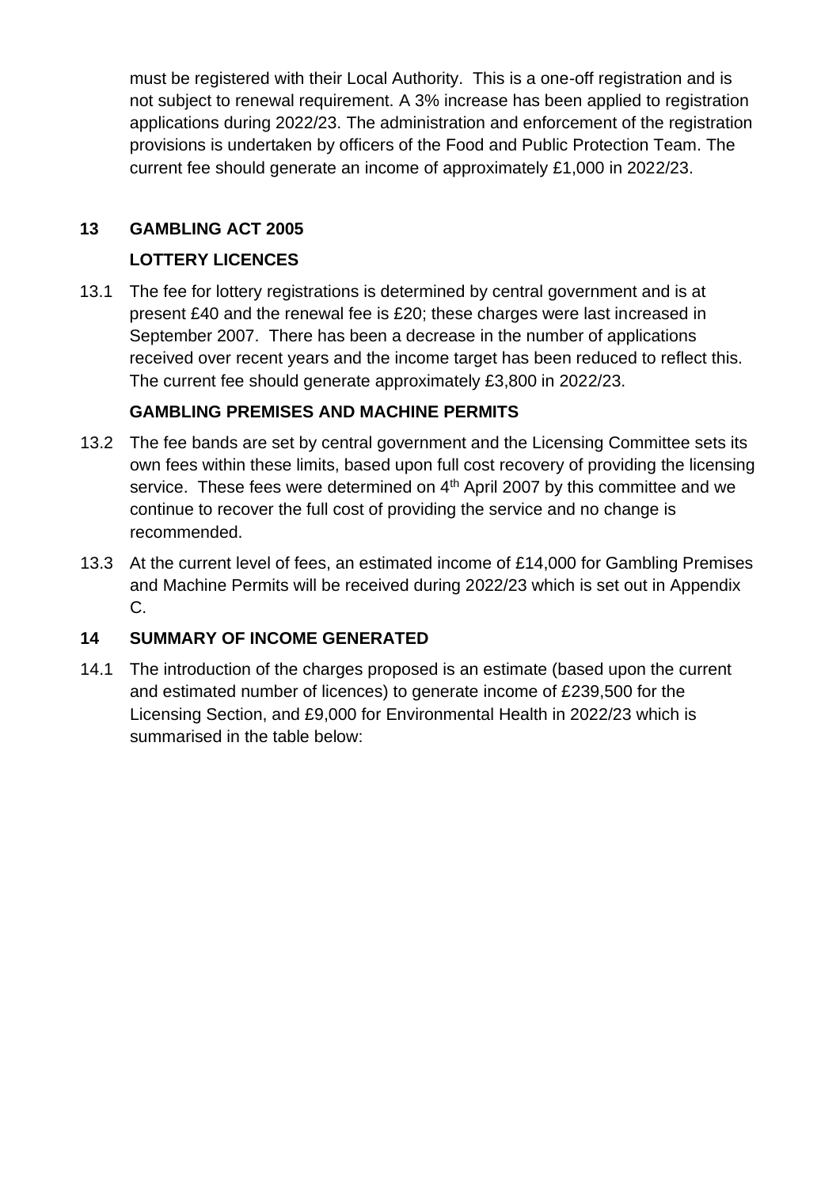must be registered with their Local Authority. This is a one-off registration and is not subject to renewal requirement. A 3% increase has been applied to registration applications during 2022/23. The administration and enforcement of the registration provisions is undertaken by officers of the Food and Public Protection Team. The current fee should generate an income of approximately £1,000 in 2022/23.

## 13 GAMBLING ACT 2005

### LOTTERY LICENCES

13.1 The fee for lottery registrations is determined by central government and is at present £40 and the renewal fee is £20; these charges were last increased in September 2007. There has been a decrease in the number of applications received over recent years and the income target has been reduced to reflect this. The current fee should generate approximately £3,800 in 2022/23.

### GAMBLING PREMISES AND MACHINE PERMITS

13.2 The fee bands are set by central government and the Licensing Committee sets its own fees within these limits, based upon full cost recovery of providing the licensing service. These fees were determined on 4th April 2007 by this committee and we continue to recover the full cost of providing the service and no change is recommended.

13.3 At the current level of fees, an estimated income of £14,000 for Gambling Premises and Machine Permits will be received during 2022/23 which is set out in Appendix C.

## 14 SUMMARY OF INCOME GENERATED

14.1 The introduction of the charges proposed is an estimate (based upon the current and estimated number of licences) to generate income of £239,500 for the Licensing Section, and £9,000 for Environmental Health in 2022/23 which is summarised in the table below: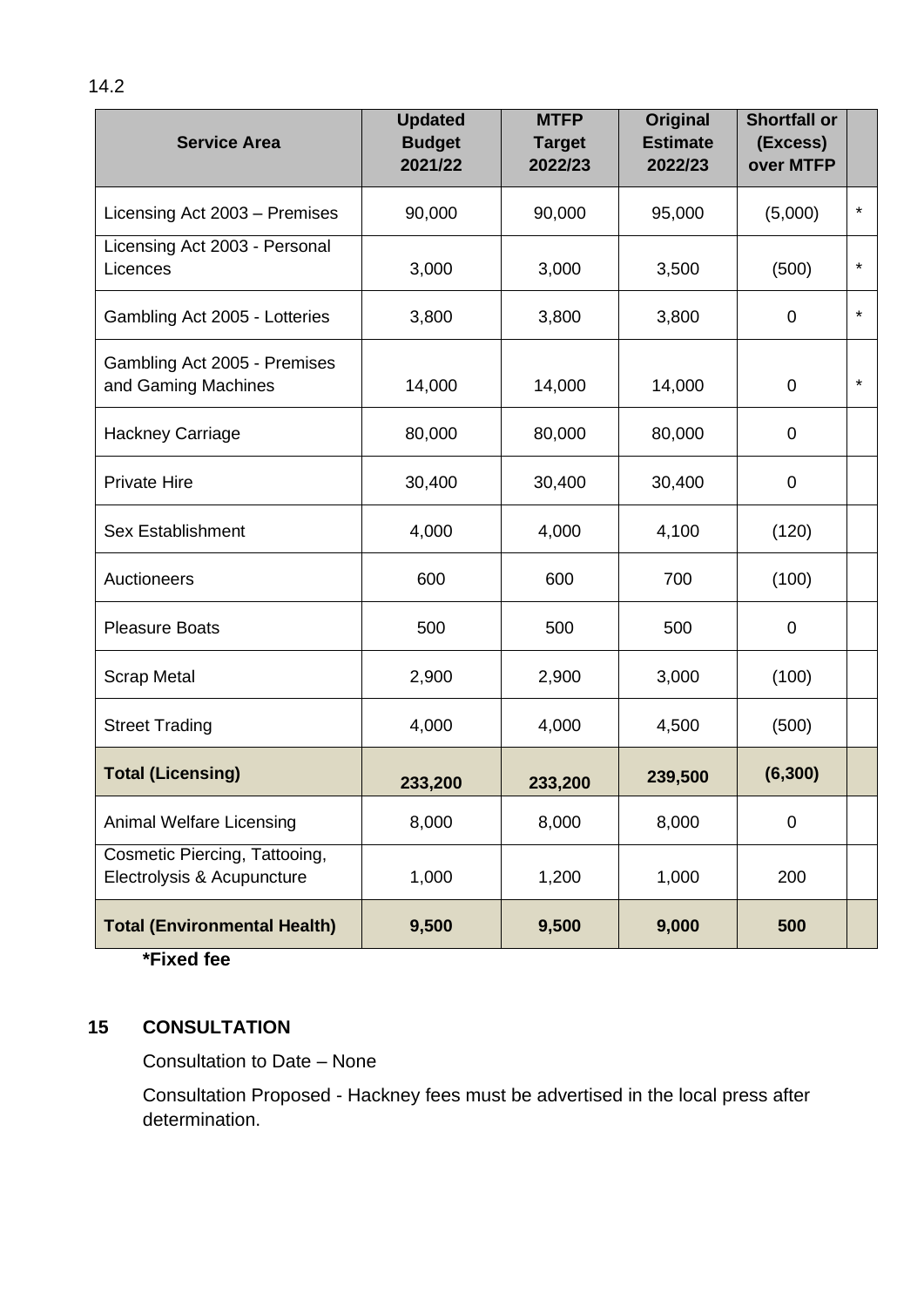14.2

| Service Area | Updated Budget 2021/22 | MTFP Target 2022/23 | Original Estimate 2022/23 | Shortfall or (Excess) over MTFP | |
|---|---|---|---|---|---|
| Licensing Act 2003 – Premises | 90,000 | 90,000 | 95,000 | (5,000) | * |
| Licensing Act 2003 - Personal Licences | 3,000 | 3,000 | 3,500 | (500) | * |
| Gambling Act 2005 - Lotteries | 3,800 | 3,800 | 3,800 | 0 | * |
| Gambling Act 2005 - Premises and Gaming Machines | 14,000 | 14,000 | 14,000 | 0 | * |
| Hackney Carriage | 80,000 | 80,000 | 80,000 | 0 | |
| Private Hire | 30,400 | 30,400 | 30,400 | 0 | |
| Sex Establishment | 4,000 | 4,000 | 4,100 | (120) | |
| Auctioneers | 600 | 600 | 700 | (100) | |
| Pleasure Boats | 500 | 500 | 500 | 0 | |
| Scrap Metal | 2,900 | 2,900 | 3,000 | (100) | |
| Street Trading | 4,000 | 4,000 | 4,500 | (500) | |
| **Total (Licensing)** | **233,200** | **233,200** | **239,500** | **(6,300)** | |
| Animal Welfare Licensing | 8,000 | 8,000 | 8,000 | 0 | |
| Cosmetic Piercing, Tattooing, Electrolysis & Acupuncture | 1,000 | 1,200 | 1,000 | 200 | |
| **Total (Environmental Health)** | **9,500** | **9,500** | **9,000** | **500** | |

**\*Fixed fee**

## 15 CONSULTATION

Consultation to Date – None

Consultation Proposed - Hackney fees must be advertised in the local press after determination.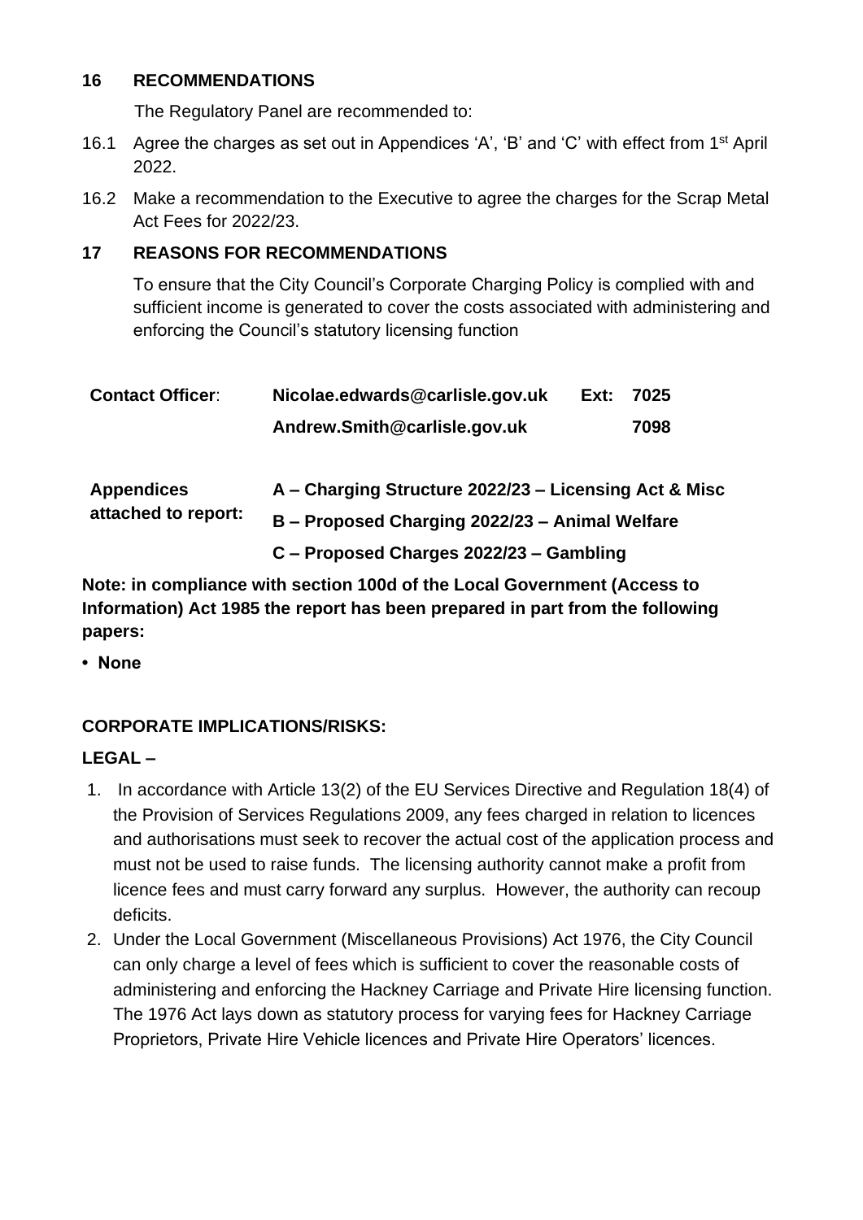## 16 RECOMMENDATIONS

The Regulatory Panel are recommended to:

16.1 Agree the charges as set out in Appendices 'A', 'B' and 'C' with effect from 1st April 2022.

16.2 Make a recommendation to the Executive to agree the charges for the Scrap Metal Act Fees for 2022/23.

## 17 REASONS FOR RECOMMENDATIONS

To ensure that the City Council's Corporate Charging Policy is complied with and sufficient income is generated to cover the costs associated with administering and enforcing the Council's statutory licensing function

| | | | |
|---|---|---|---|
| **Contact Officer**: | **Nicolae.edwards@carlisle.gov.uk** | **Ext:** | **7025** |
| | **Andrew.Smith@carlisle.gov.uk** | | **7098** |

| | |
|---|---|
| **Appendices attached to report:** | **A – Charging Structure 2022/23 – Licensing Act & Misc** |
| | **B – Proposed Charging 2022/23 – Animal Welfare** |
| | **C – Proposed Charges 2022/23 – Gambling** |

**Note: in compliance with section 100d of the Local Government (Access to Information) Act 1985 the report has been prepared in part from the following papers:**

- **None**

**CORPORATE IMPLICATIONS/RISKS:**

**LEGAL –**

1. In accordance with Article 13(2) of the EU Services Directive and Regulation 18(4) of the Provision of Services Regulations 2009, any fees charged in relation to licences and authorisations must seek to recover the actual cost of the application process and must not be used to raise funds. The licensing authority cannot make a profit from licence fees and must carry forward any surplus. However, the authority can recoup deficits.
2. Under the Local Government (Miscellaneous Provisions) Act 1976, the City Council can only charge a level of fees which is sufficient to cover the reasonable costs of administering and enforcing the Hackney Carriage and Private Hire licensing function. The 1976 Act lays down as statutory process for varying fees for Hackney Carriage Proprietors, Private Hire Vehicle licences and Private Hire Operators' licences.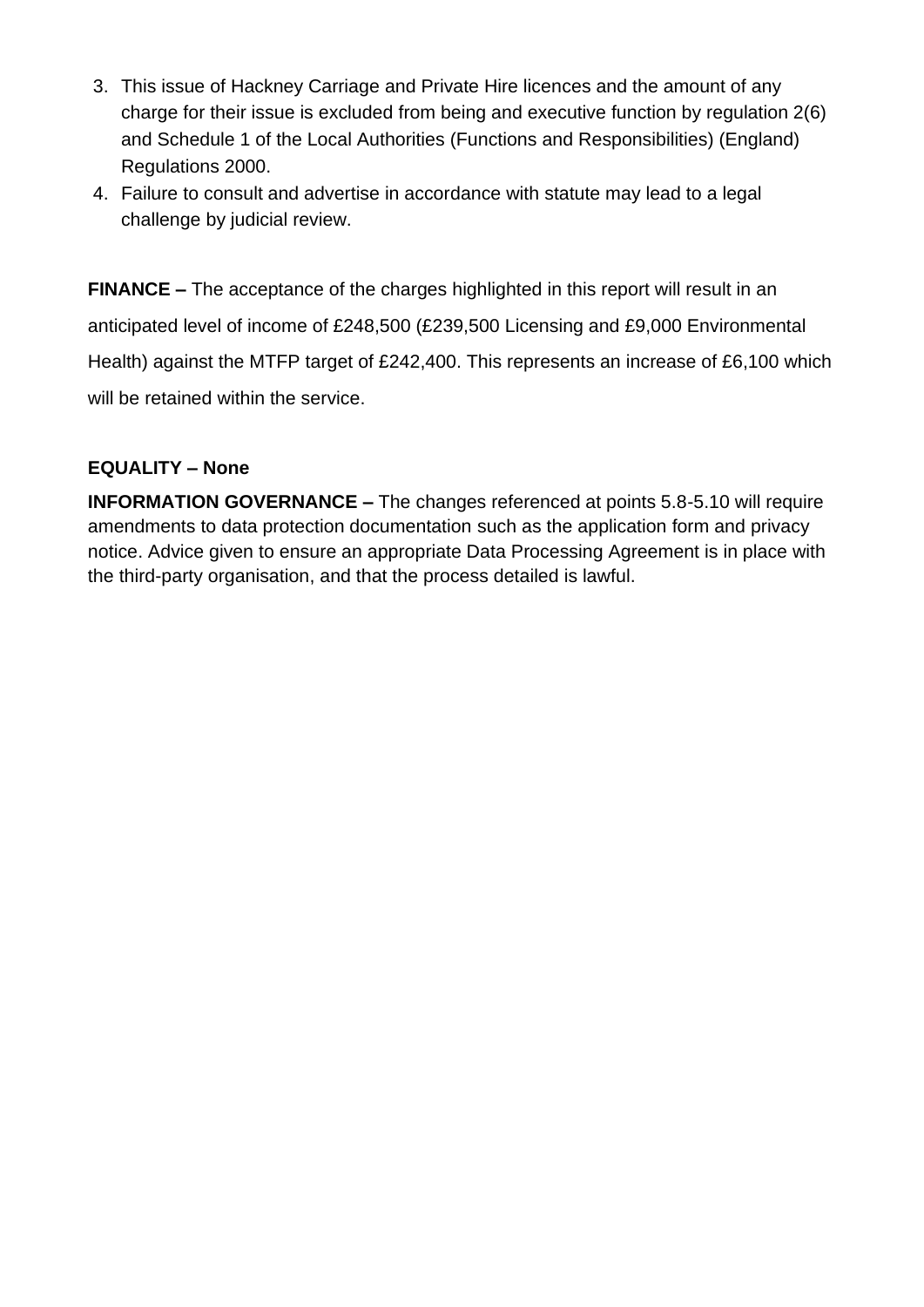3. This issue of Hackney Carriage and Private Hire licences and the amount of any charge for their issue is excluded from being and executive function by regulation 2(6) and Schedule 1 of the Local Authorities (Functions and Responsibilities) (England) Regulations 2000.
4. Failure to consult and advertise in accordance with statute may lead to a legal challenge by judicial review.

**FINANCE –** The acceptance of the charges highlighted in this report will result in an anticipated level of income of £248,500 (£239,500 Licensing and £9,000 Environmental Health) against the MTFP target of £242,400. This represents an increase of £6,100 which will be retained within the service.

**EQUALITY – None**

**INFORMATION GOVERNANCE –** The changes referenced at points 5.8-5.10 will require amendments to data protection documentation such as the application form and privacy notice. Advice given to ensure an appropriate Data Processing Agreement is in place with the third-party organisation, and that the process detailed is lawful.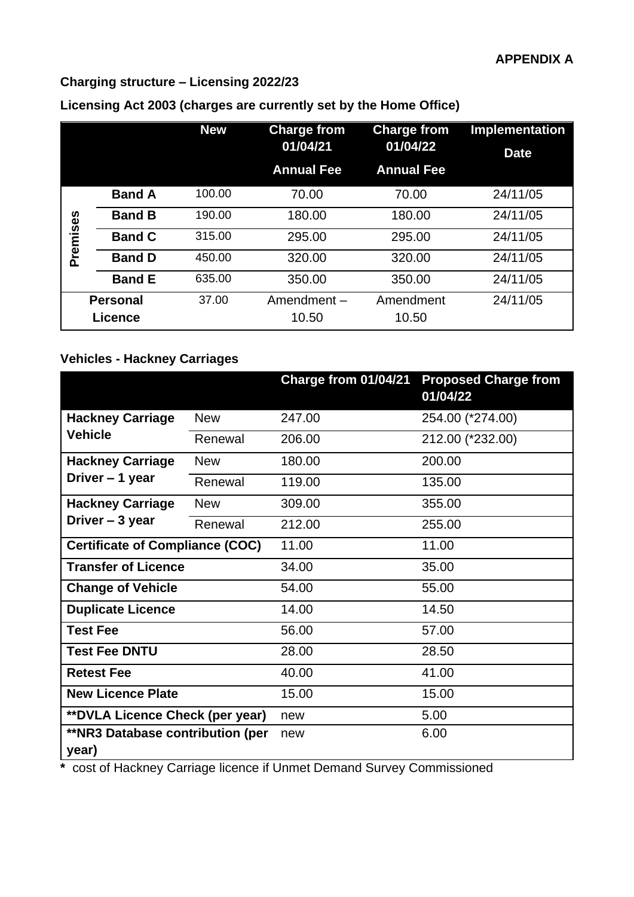**APPENDIX A**

**Charging structure – Licensing 2022/23**

**Licensing Act 2003 (charges are currently set by the Home Office)**

| | | New | Charge from 01/04/21 Annual Fee | Charge from 01/04/22 Annual Fee | Implementation Date |
|---|---|---|---|---|---|
| Premises | **Band A** | 100.00 | 70.00 | 70.00 | 24/11/05 |
| | **Band B** | 190.00 | 180.00 | 180.00 | 24/11/05 |
| | **Band C** | 315.00 | 295.00 | 295.00 | 24/11/05 |
| | **Band D** | 450.00 | 320.00 | 320.00 | 24/11/05 |
| | **Band E** | 635.00 | 350.00 | 350.00 | 24/11/05 |
| **Personal Licence** | | 37.00 | Amendment – 10.50 | Amendment 10.50 | 24/11/05 |

**Vehicles - Hackney Carriages**

| | | Charge from 01/04/21 | Proposed Charge from 01/04/22 |
|---|---|---|---|
| **Hackney Carriage Vehicle** | New | 247.00 | 254.00 (*274.00) |
| | Renewal | 206.00 | 212.00 (*232.00) |
| **Hackney Carriage Driver – 1 year** | New | 180.00 | 200.00 |
| | Renewal | 119.00 | 135.00 |
| **Hackney Carriage Driver – 3 year** | New | 309.00 | 355.00 |
| | Renewal | 212.00 | 255.00 |
| **Certificate of Compliance (COC)** | | 11.00 | 11.00 |
| **Transfer of Licence** | | 34.00 | 35.00 |
| **Change of Vehicle** | | 54.00 | 55.00 |
| **Duplicate Licence** | | 14.00 | 14.50 |
| **Test Fee** | | 56.00 | 57.00 |
| **Test Fee DNTU** | | 28.00 | 28.50 |
| **Retest Fee** | | 40.00 | 41.00 |
| **New Licence Plate** | | 15.00 | 15.00 |
| **\*\*DVLA Licence Check (per year)** | | new | 5.00 |
| **\*\*NR3 Database contribution (per year)** | | new | 6.00 |

**\*** cost of Hackney Carriage licence if Unmet Demand Survey Commissioned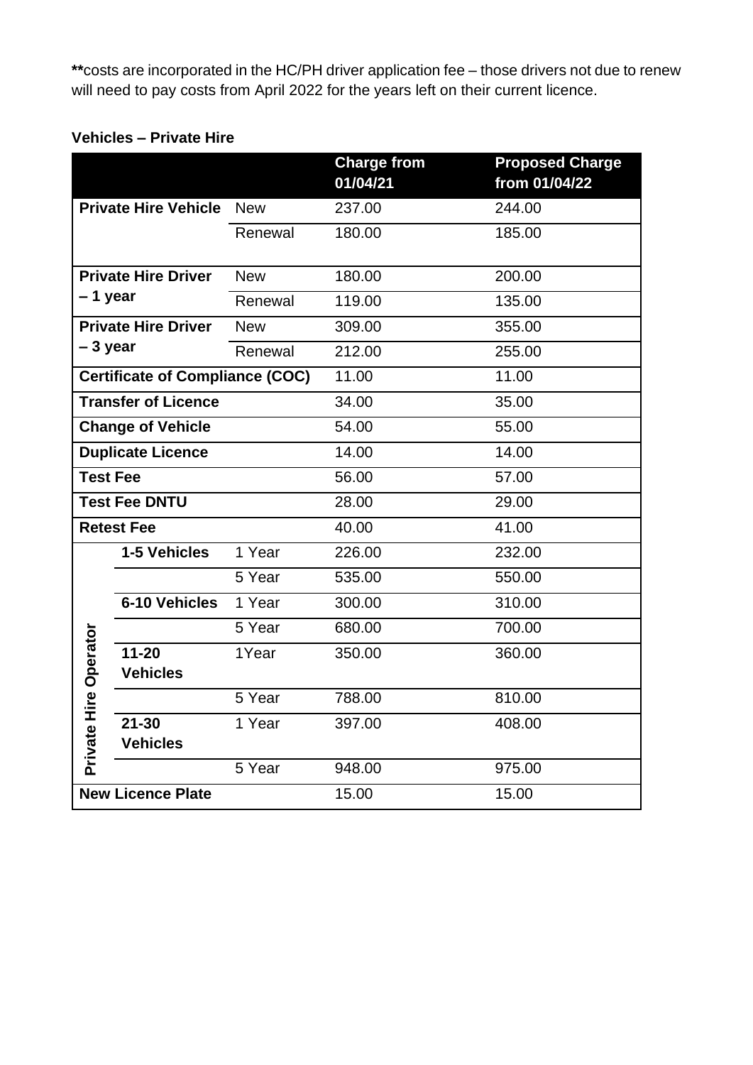**costs are incorporated in the HC/PH driver application fee – those drivers not due to renew will need to pay costs from April 2022 for the years left on their current licence.

**Vehicles – Private Hire**

| | | | Charge from 01/04/21 | Proposed Charge from 01/04/22 |
|---|---|---|---|---|
| **Private Hire Vehicle** | | New | 237.00 | 244.00 |
| | | Renewal | 180.00 | 185.00 |
| **Private Hire Driver – 1 year** | | New | 180.00 | 200.00 |
| | | Renewal | 119.00 | 135.00 |
| **Private Hire Driver – 3 year** | | New | 309.00 | 355.00 |
| | | Renewal | 212.00 | 255.00 |
| **Certificate of Compliance (COC)** | | | 11.00 | 11.00 |
| **Transfer of Licence** | | | 34.00 | 35.00 |
| **Change of Vehicle** | | | 54.00 | 55.00 |
| **Duplicate Licence** | | | 14.00 | 14.00 |
| **Test Fee** | | | 56.00 | 57.00 |
| **Test Fee DNTU** | | | 28.00 | 29.00 |
| **Retest Fee** | | | 40.00 | 41.00 |
| **Private Hire Operator** | **1-5 Vehicles** | 1 Year | 226.00 | 232.00 |
| | | 5 Year | 535.00 | 550.00 |
| | **6-10 Vehicles** | 1 Year | 300.00 | 310.00 |
| | | 5 Year | 680.00 | 700.00 |
| | **11-20 Vehicles** | 1Year | 350.00 | 360.00 |
| | | 5 Year | 788.00 | 810.00 |
| | **21-30 Vehicles** | 1 Year | 397.00 | 408.00 |
| | | 5 Year | 948.00 | 975.00 |
| **New Licence Plate** | | | 15.00 | 15.00 |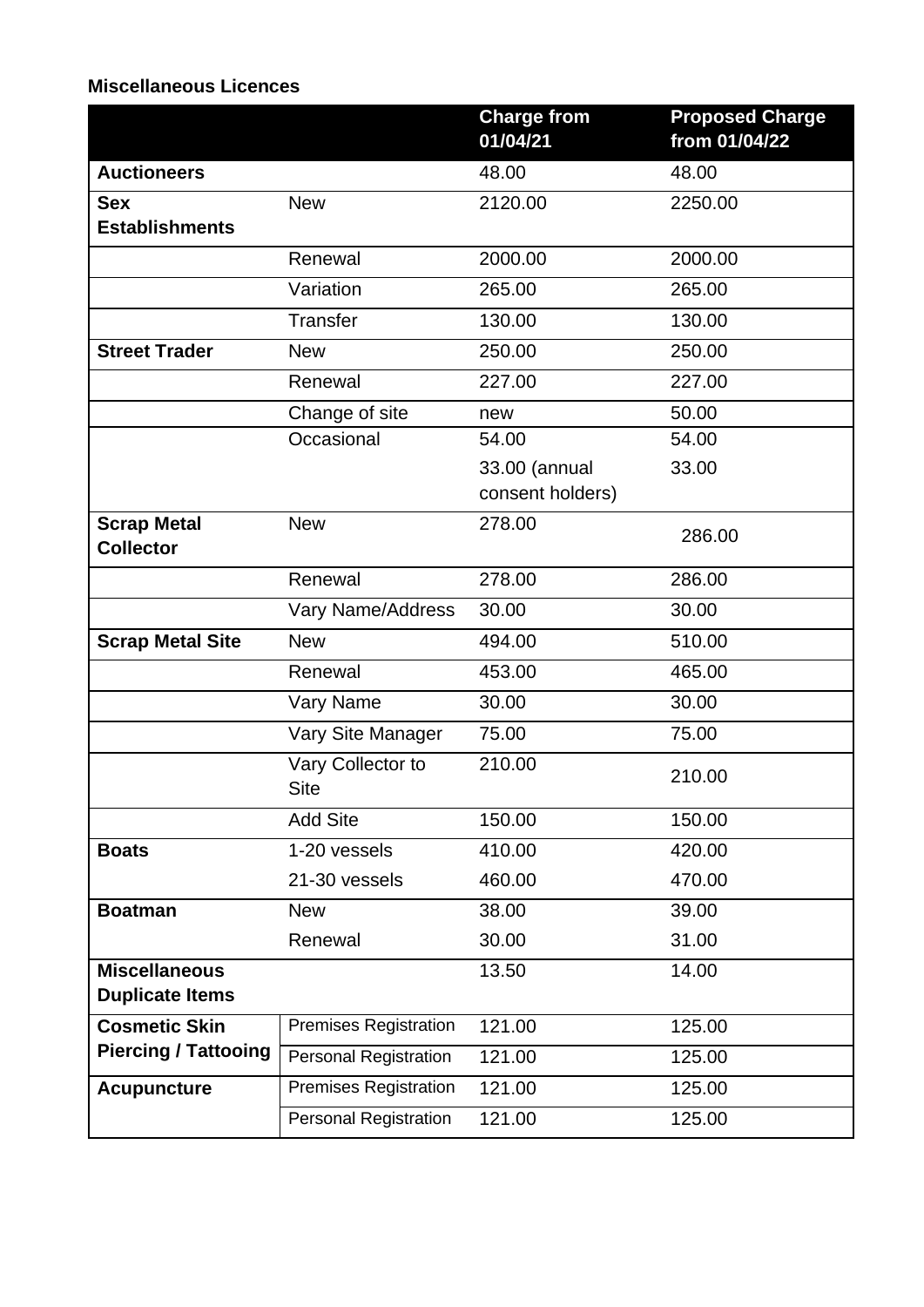**Miscellaneous Licences**

| | | Charge from 01/04/21 | Proposed Charge from 01/04/22 |
|---|---|---|---|
| **Auctioneers** | | 48.00 | 48.00 |
| **Sex Establishments** | New | 2120.00 | 2250.00 |
| | Renewal | 2000.00 | 2000.00 |
| | Variation | 265.00 | 265.00 |
| | Transfer | 130.00 | 130.00 |
| **Street Trader** | New | 250.00 | 250.00 |
| | Renewal | 227.00 | 227.00 |
| | Change of site | new | 50.00 |
| | Occasional | 54.00 | 54.00 |
| | | 33.00 (annual consent holders) | 33.00 |
| **Scrap Metal Collector** | New | 278.00 | 286.00 |
| | Renewal | 278.00 | 286.00 |
| | Vary Name/Address | 30.00 | 30.00 |
| **Scrap Metal Site** | New | 494.00 | 510.00 |
| | Renewal | 453.00 | 465.00 |
| | Vary Name | 30.00 | 30.00 |
| | Vary Site Manager | 75.00 | 75.00 |
| | Vary Collector to Site | 210.00 | 210.00 |
| | Add Site | 150.00 | 150.00 |
| **Boats** | 1-20 vessels | 410.00 | 420.00 |
| | 21-30 vessels | 460.00 | 470.00 |
| **Boatman** | New | 38.00 | 39.00 |
| | Renewal | 30.00 | 31.00 |
| **Miscellaneous Duplicate Items** | | 13.50 | 14.00 |
| **Cosmetic Skin Piercing / Tattooing** | Premises Registration | 121.00 | 125.00 |
| | Personal Registration | 121.00 | 125.00 |
| **Acupuncture** | Premises Registration | 121.00 | 125.00 |
| | Personal Registration | 121.00 | 125.00 |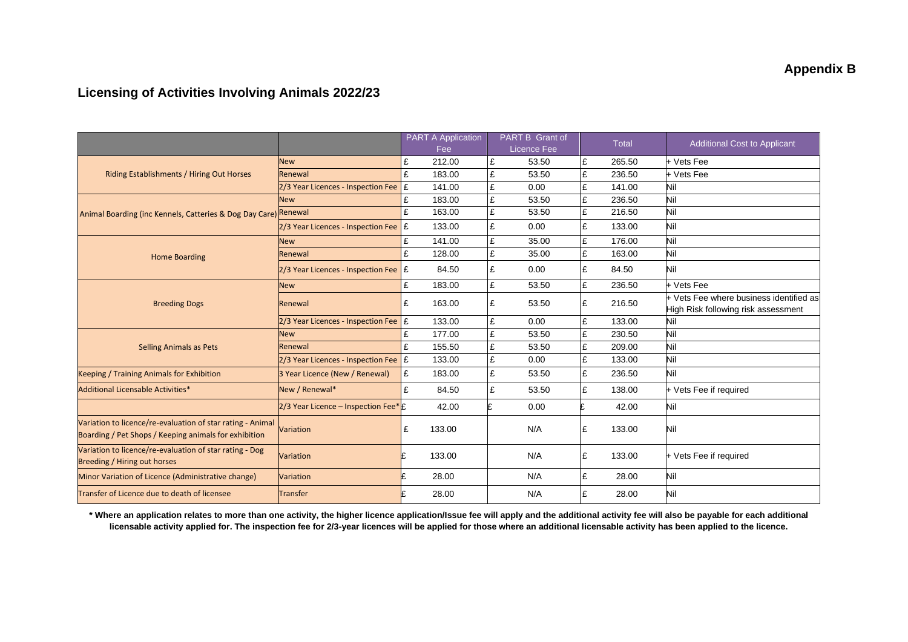**Appendix B**

## Licensing of Activities Involving Animals 2022/23

| | | PART A Application Fee | PART B Grant of Licence Fee | Total | Additional Cost to Applicant |
|---|---|---|---|---|---|
| Riding Establishments / Hiring Out Horses | New | £ 212.00 | £ 53.50 | £ 265.50 | + Vets Fee |
| | Renewal | £ 183.00 | £ 53.50 | £ 236.50 | + Vets Fee |
| | 2/3 Year Licences - Inspection Fee | £ 141.00 | £ 0.00 | £ 141.00 | Nil |
| Animal Boarding (inc Kennels, Catteries & Dog Day Care) | New | £ 183.00 | £ 53.50 | £ 236.50 | Nil |
| | Renewal | £ 163.00 | £ 53.50 | £ 216.50 | Nil |
| | 2/3 Year Licences - Inspection Fee | £ 133.00 | £ 0.00 | £ 133.00 | Nil |
| Home Boarding | New | £ 141.00 | £ 35.00 | £ 176.00 | Nil |
| | Renewal | £ 128.00 | £ 35.00 | £ 163.00 | Nil |
| | 2/3 Year Licences - Inspection Fee | £ 84.50 | £ 0.00 | £ 84.50 | Nil |
| Breeding Dogs | New | £ 183.00 | £ 53.50 | £ 236.50 | + Vets Fee |
| | Renewal | £ 163.00 | £ 53.50 | £ 216.50 | + Vets Fee where business identified as High Risk following risk assessment |
| | 2/3 Year Licences - Inspection Fee | £ 133.00 | £ 0.00 | £ 133.00 | Nil |
| Selling Animals as Pets | New | £ 177.00 | £ 53.50 | £ 230.50 | Nil |
| | Renewal | £ 155.50 | £ 53.50 | £ 209.00 | Nil |
| | 2/3 Year Licences - Inspection Fee | £ 133.00 | £ 0.00 | £ 133.00 | Nil |
| Keeping / Training Animals for Exhibition | 3 Year Licence (New / Renewal) | £ 183.00 | £ 53.50 | £ 236.50 | Nil |
| Additional Licensable Activities* | New / Renewal* | £ 84.50 | £ 53.50 | £ 138.00 | + Vets Fee if required |
| | 2/3 Year Licence – Inspection Fee* | £ 42.00 | £ 0.00 | £ 42.00 | Nil |
| Variation to licence/re-evaluation of star rating - Animal Boarding / Pet Shops / Keeping animals for exhibition | Variation | £ 133.00 | N/A | £ 133.00 | Nil |
| Variation to licence/re-evaluation of star rating - Dog Breeding / Hiring out horses | Variation | £ 133.00 | N/A | £ 133.00 | + Vets Fee if required |
| Minor Variation of Licence (Administrative change) | Variation | £ 28.00 | N/A | £ 28.00 | Nil |
| Transfer of Licence due to death of licensee | Transfer | £ 28.00 | N/A | £ 28.00 | Nil |

**\* Where an application relates to more than one activity, the higher licence application/Issue fee will apply and the additional activity fee will also be payable for each additional licensable activity applied for. The inspection fee for 2/3-year licences will be applied for those where an additional licensable activity has been applied to the licence.**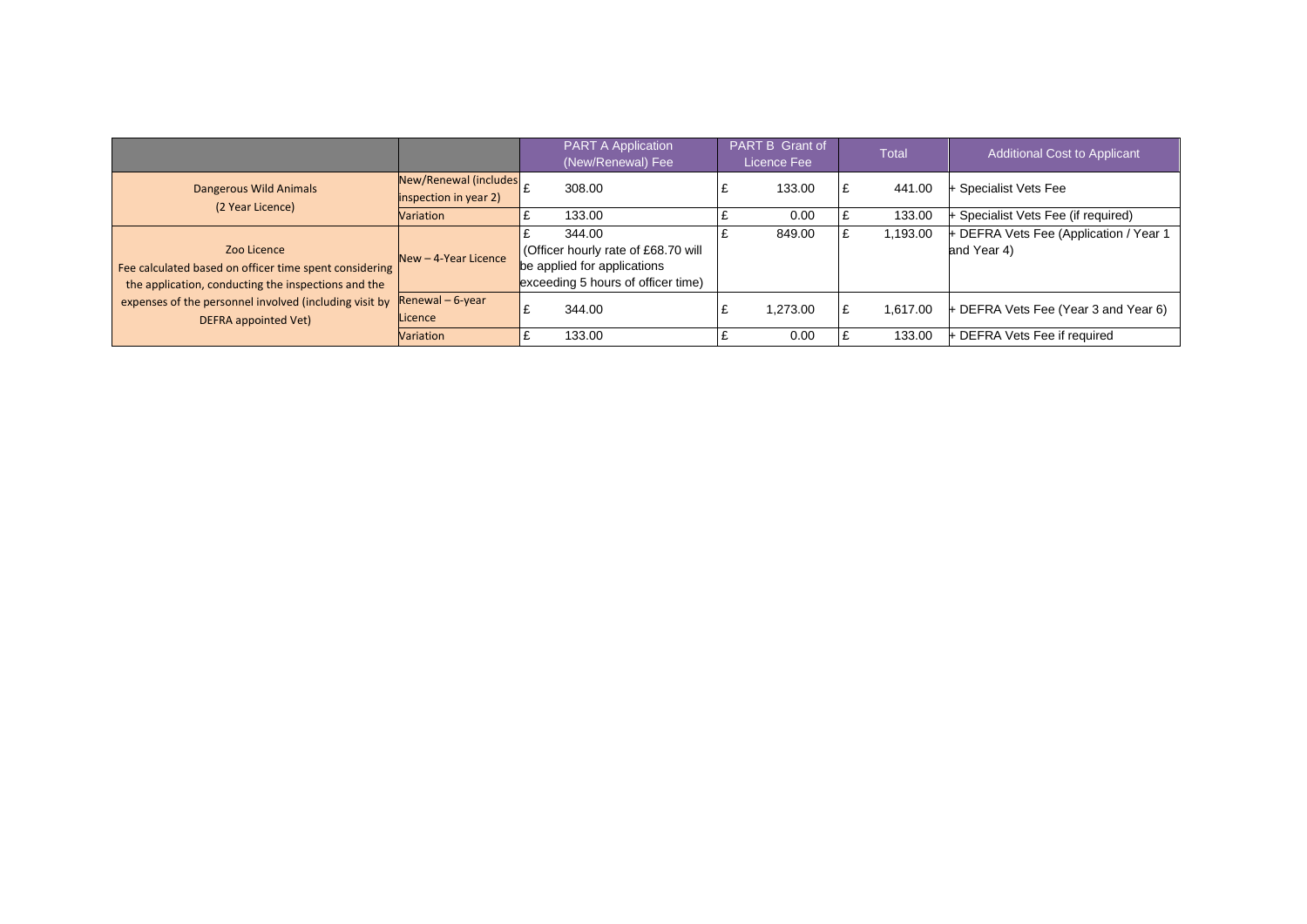| | | PART A Application (New/Renewal) Fee | PART B Grant of Licence Fee | Total | Additional Cost to Applicant |
|---|---|---|---|---|---|
| Dangerous Wild Animals (2 Year Licence) | New/Renewal (includes inspection in year 2) | £ 308.00 | £ 133.00 | £ 441.00 | + Specialist Vets Fee |
| | Variation | £ 133.00 | £ 0.00 | £ 133.00 | + Specialist Vets Fee (if required) |
| Zoo Licence Fee calculated based on officer time spent considering the application, conducting the inspections and the expenses of the personnel involved (including visit by DEFRA appointed Vet) | New – 4-Year Licence | £ 344.00 (Officer hourly rate of £68.70 will be applied for applications exceeding 5 hours of officer time) | £ 849.00 | £ 1,193.00 | + DEFRA Vets Fee (Application / Year 1 and Year 4) |
| | Renewal – 6-year Licence | £ 344.00 | £ 1,273.00 | £ 1,617.00 | + DEFRA Vets Fee (Year 3 and Year 6) |
| | Variation | £ 133.00 | £ 0.00 | £ 133.00 | + DEFRA Vets Fee if required |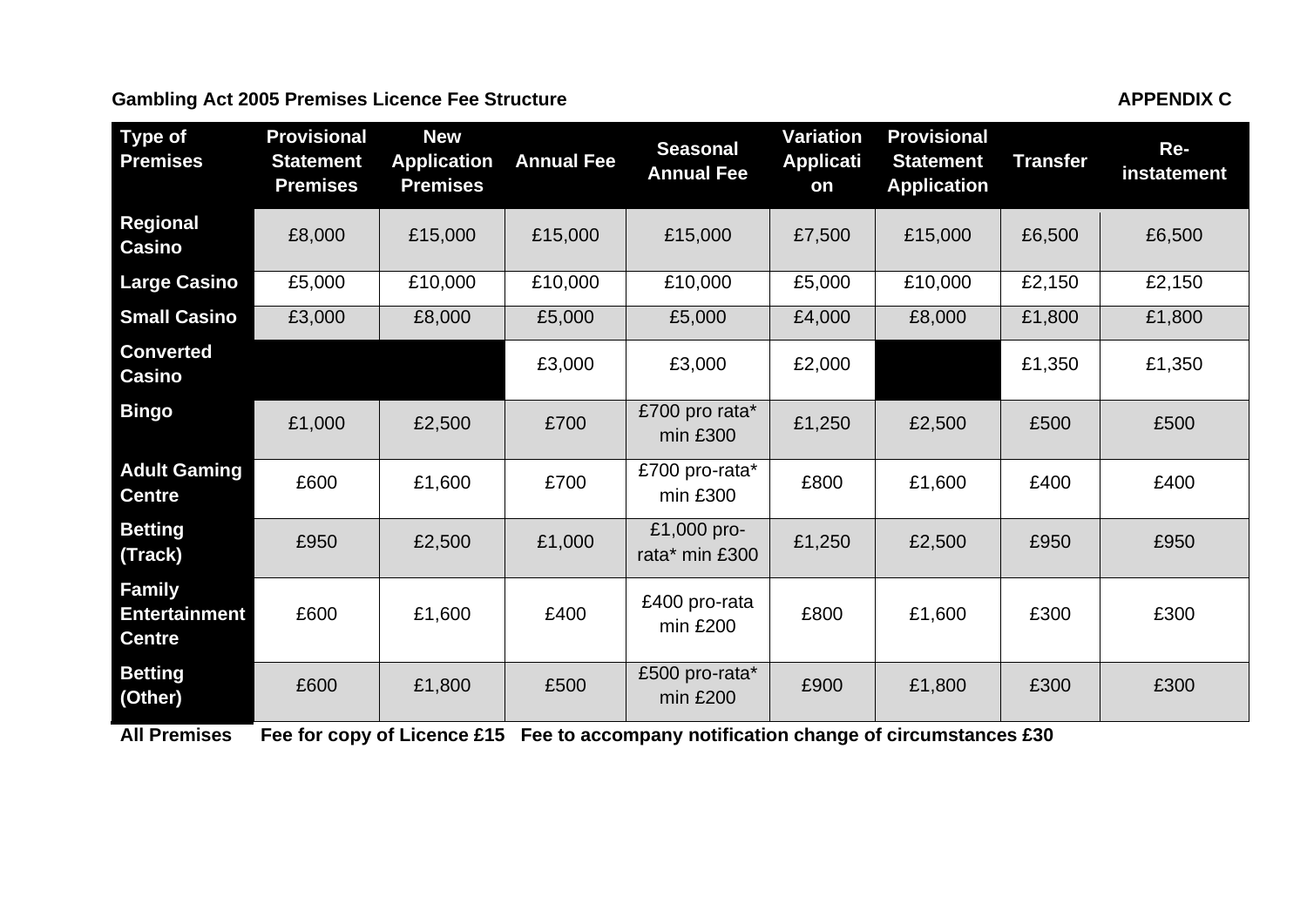**Gambling Act 2005 Premises Licence Fee Structure** **APPENDIX C**

| Type of Premises | Provisional Statement Premises | New Application Premises | Annual Fee | Seasonal Annual Fee | Variation Application | Provisional Statement Application | Transfer | Re-instatement |
|---|---|---|---|---|---|---|---|---|
| **Regional Casino** | £8,000 | £15,000 | £15,000 | £15,000 | £7,500 | £15,000 | £6,500 | £6,500 |
| **Large Casino** | £5,000 | £10,000 | £10,000 | £10,000 | £5,000 | £10,000 | £2,150 | £2,150 |
| **Small Casino** | £3,000 | £8,000 | £5,000 | £5,000 | £4,000 | £8,000 | £1,800 | £1,800 |
| **Converted Casino** | | | £3,000 | £3,000 | £2,000 | | £1,350 | £1,350 |
| **Bingo** | £1,000 | £2,500 | £700 | £700 pro rata* min £300 | £1,250 | £2,500 | £500 | £500 |
| **Adult Gaming Centre** | £600 | £1,600 | £700 | £700 pro-rata* min £300 | £800 | £1,600 | £400 | £400 |
| **Betting (Track)** | £950 | £2,500 | £1,000 | £1,000 pro-rata* min £300 | £1,250 | £2,500 | £950 | £950 |
| **Family Entertainment Centre** | £600 | £1,600 | £400 | £400 pro-rata min £200 | £800 | £1,600 | £300 | £300 |
| **Betting (Other)** | £600 | £1,800 | £500 | £500 pro-rata* min £200 | £900 | £1,800 | £300 | £300 |

**All Premises** **Fee for copy of Licence £15** **Fee to accompany notification change of circumstances £30**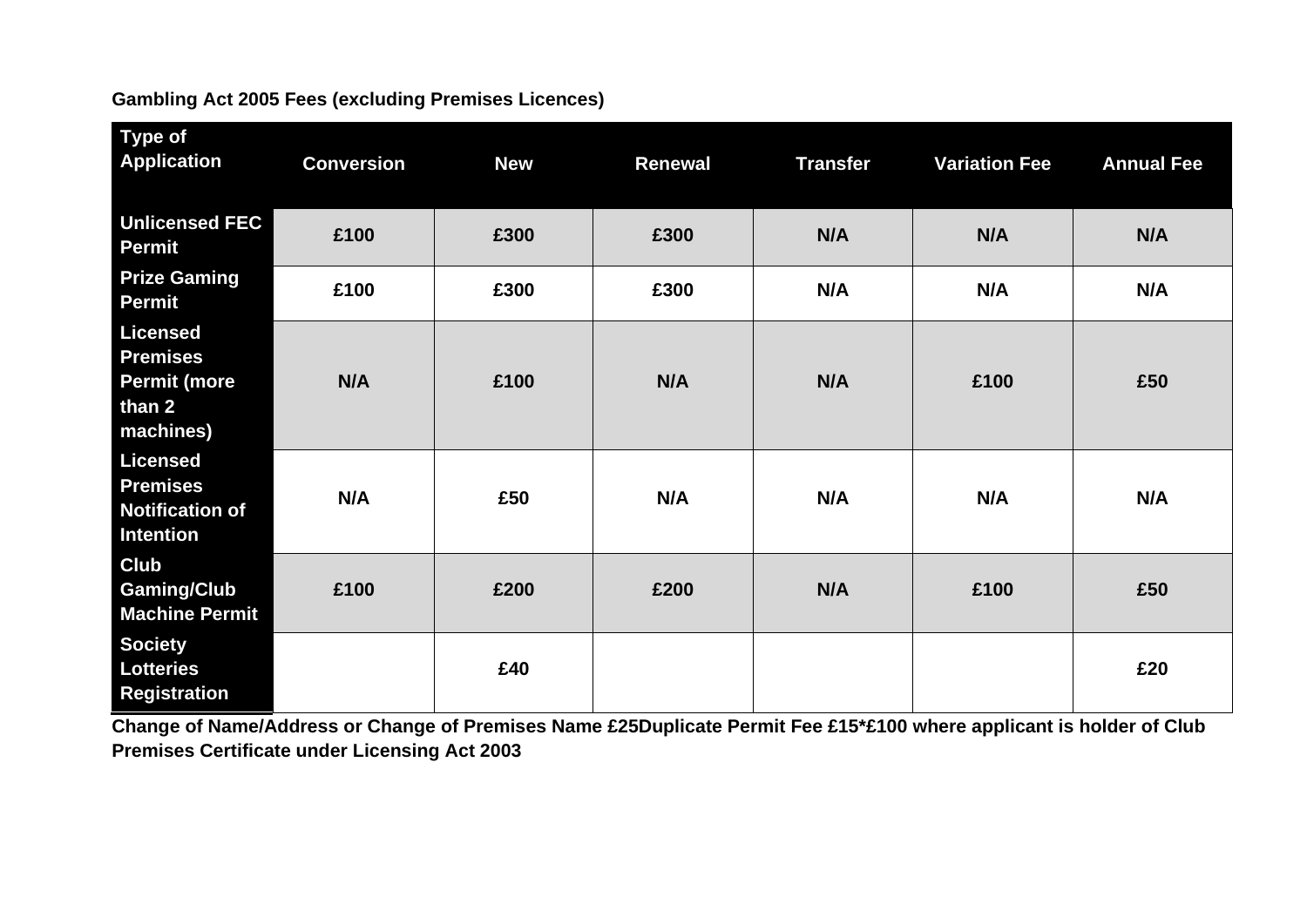**Gambling Act 2005 Fees (excluding Premises Licences)**

| Type of Application | Conversion | New | Renewal | Transfer | Variation Fee | Annual Fee |
|---|---|---|---|---|---|---|
| **Unlicensed FEC Permit** | £100 | £300 | £300 | N/A | N/A | N/A |
| **Prize Gaming Permit** | £100 | £300 | £300 | N/A | N/A | N/A |
| **Licensed Premises Permit (more than 2 machines)** | N/A | £100 | N/A | N/A | £100 | £50 |
| **Licensed Premises Notification of Intention** | N/A | £50 | N/A | N/A | N/A | N/A |
| **Club Gaming/Club Machine Permit** | £100 | £200 | £200 | N/A | £100 | £50 |
| **Society Lotteries Registration** | | £40 | | | | £20 |

**Change of Name/Address or Change of Premises Name £25Duplicate Permit Fee £15*£100 where applicant is holder of Club Premises Certificate under Licensing Act 2003**